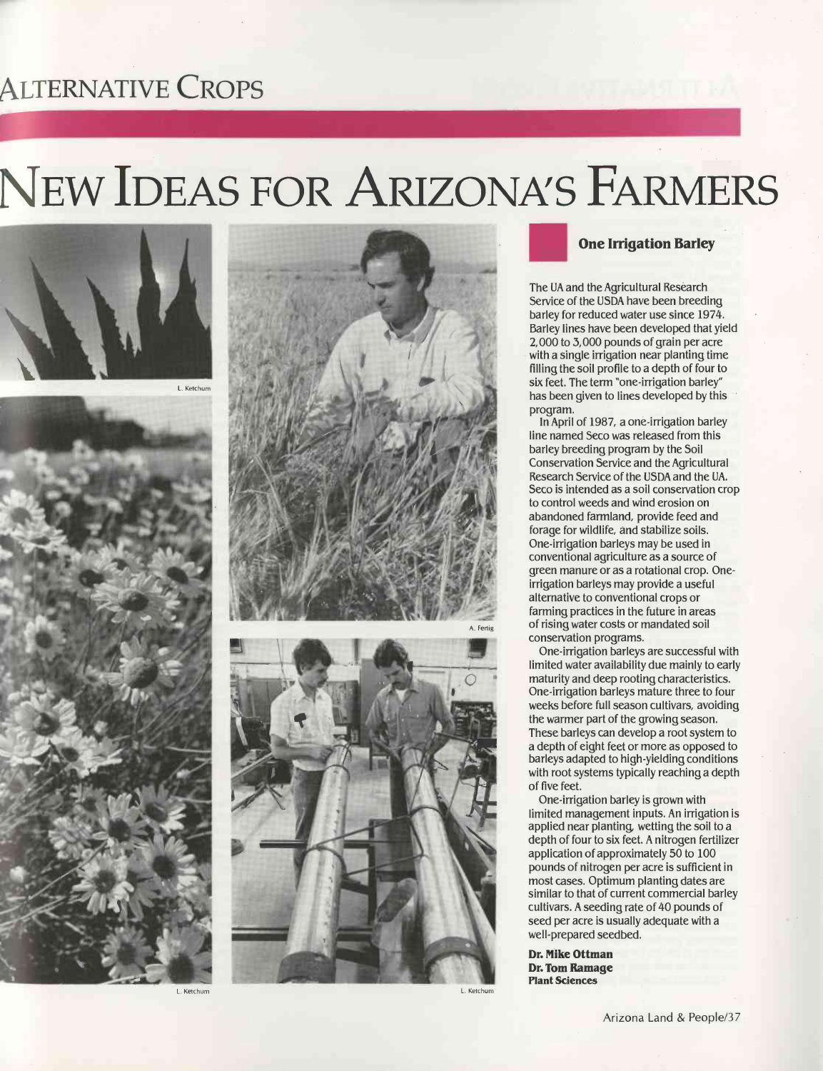# Alternative Crops

# New Ideas for Arizona's Farmers

L. Ketchum

A. Fertig

L. Ketchum

L. Ketchum

## One Irrigation Barley

The UA and the Agricultural Research Service of the USDA have been breeding barley for reduced water use since 1974. Barley lines have been developed that yield 2,000 to 3,000 pounds of grain per acre with a single irrigation near planting time filling the soil profile to a depth of four to six feet. The term "one-irrigation barley" has been given to lines developed by this program.

In April of 1987, a one-irrigation barley line named Seco was released from this barley breeding program by the Soil Conservation Service and the Agricultural Research Service of the USDA and the UA. Seco is intended as a soil conservation crop to control weeds and wind erosion on abandoned farmland, provide feed and forage for wildlife, and stabilize soils. One-irrigation barleys may be used in conventional agriculture as a source of green manure or as a rotational crop. One-irrigation barleys may provide a useful alternative to conventional crops or farming practices in the future in areas of rising water costs or mandated soil conservation programs.

One-irrigation barleys are successful with limited water availability due mainly to early maturity and deep rooting characteristics. One-irrigation barleys mature three to four weeks before full season cultivars, avoiding the warmer part of the growing season. These barleys can develop a root system to a depth of eight feet or more as opposed to barleys adapted to high-yielding conditions with root systems typically reaching a depth of five feet.

One-irrigation barley is grown with limited management inputs. An irrigation is applied near planting, wetting the soil to a depth of four to six feet. A nitrogen fertilizer application of approximately 50 to 100 pounds of nitrogen per acre is sufficient in most cases. Optimum planting dates are similar to that of current commercial barley cultivars. A seeding rate of 40 pounds of seed per acre is usually adequate with a well-prepared seedbed.

**Dr. Mike Ottman**
**Dr. Tom Ramage**
**Plant Sciences**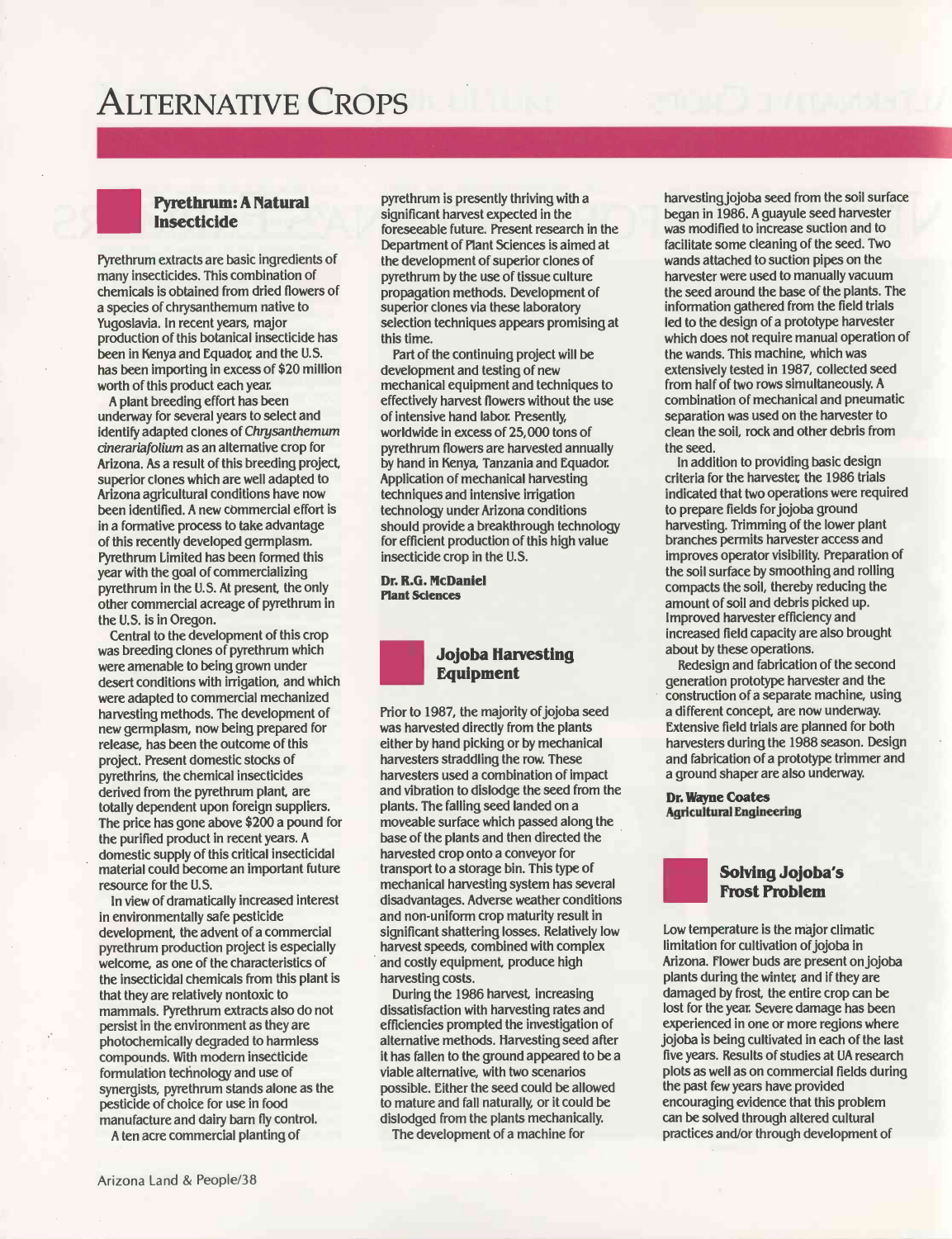# Alternative Crops

## Pyrethrum: A Natural Insecticide

Pyrethrum extracts are basic ingredients of many insecticides. This combination of chemicals is obtained from dried flowers of a species of chrysanthemum native to Yugoslavia. In recent years, major production of this botanical insecticide has been in Kenya and Equador, and the U.S. has been importing in excess of $20 million worth of this product each year.

A plant breeding effort has been underway for several years to select and identify adapted clones of *Chrysanthemum cinerariafolium* as an alternative crop for Arizona. As a result of this breeding project, superior clones which are well adapted to Arizona agricultural conditions have now been identified. A new commercial effort is in a formative process to take advantage of this recently developed germplasm. Pyrethrum Limited has been formed this year with the goal of commercializing pyrethrum in the U.S. At present, the only other commercial acreage of pyrethrum in the U.S. is in Oregon.

Central to the development of this crop was breeding clones of pyrethrum which were amenable to being grown under desert conditions with irrigation, and which were adapted to commercial mechanized harvesting methods. The development of new germplasm, now being prepared for release, has been the outcome of this project. Present domestic stocks of pyrethrins, the chemical insecticides derived from the pyrethrum plant, are totally dependent upon foreign suppliers. The price has gone above $200 a pound for the purified product in recent years. A domestic supply of this critical insecticidal material could become an important future resource for the U.S.

In view of dramatically increased interest in environmentally safe pesticide development, the advent of a commercial pyrethrum production project is especially welcome, as one of the characteristics of the insecticidal chemicals from this plant is that they are relatively nontoxic to mammals. Pyrethrum extracts also do not persist in the environment as they are photochemically degraded to harmless compounds. With modern insecticide formulation technology and use of synergists, pyrethrum stands alone as the pesticide of choice for use in food manufacture and dairy barn fly control.

A ten acre commercial planting of pyrethrum is presently thriving with a significant harvest expected in the foreseeable future. Present research in the Department of Plant Sciences is aimed at the development of superior clones of pyrethrum by the use of tissue culture propagation methods. Development of superior clones via these laboratory selection techniques appears promising at this time.

Part of the continuing project will be development and testing of new mechanical equipment and techniques to effectively harvest flowers without the use of intensive hand labor. Presently, worldwide in excess of 25,000 tons of pyrethrum flowers are harvested annually by hand in Kenya, Tanzania and Equador. Application of mechanical harvesting techniques and intensive irrigation technology under Arizona conditions should provide a breakthrough technology for efficient production of this high value insecticide crop in the U.S.

**Dr. R.G. McDaniel**
**Plant Sciences**

## Jojoba Harvesting Equipment

Prior to 1987, the majority of jojoba seed was harvested directly from the plants either by hand picking or by mechanical harvesters straddling the row. These harvesters used a combination of impact and vibration to dislodge the seed from the plants. The falling seed landed on a moveable surface which passed along the base of the plants and then directed the harvested crop onto a conveyor for transport to a storage bin. This type of mechanical harvesting system has several disadvantages. Adverse weather conditions and non-uniform crop maturity result in significant shattering losses. Relatively low harvest speeds, combined with complex and costly equipment, produce high harvesting costs.

During the 1986 harvest, increasing dissatisfaction with harvesting rates and efficiencies prompted the investigation of alternative methods. Harvesting seed after it has fallen to the ground appeared to be a viable alternative, with two scenarios possible. Either the seed could be allowed to mature and fall naturally, or it could be dislodged from the plants mechanically.

The development of a machine for harvesting jojoba seed from the soil surface began in 1986. A guayule seed harvester was modified to increase suction and to facilitate some cleaning of the seed. Two wands attached to suction pipes on the harvester were used to manually vacuum the seed around the base of the plants. The information gathered from the field trials led to the design of a prototype harvester which does not require manual operation of the wands. This machine, which was extensively tested in 1987, collected seed from half of two rows simultaneously. A combination of mechanical and pneumatic separation was used on the harvester to clean the soil, rock and other debris from the seed.

In addition to providing basic design criteria for the harvester, the 1986 trials indicated that two operations were required to prepare fields for jojoba ground harvesting. Trimming of the lower plant branches permits harvester access and improves operator visibility. Preparation of the soil surface by smoothing and rolling compacts the soil, thereby reducing the amount of soil and debris picked up. Improved harvester efficiency and increased field capacity are also brought about by these operations.

Redesign and fabrication of the second generation prototype harvester and the construction of a separate machine, using a different concept, are now underway. Extensive field trials are planned for both harvesters during the 1988 season. Design and fabrication of a prototype trimmer and a ground shaper are also underway.

**Dr. Wayne Coates**
**Agricultural Engineering**

## Solving Jojoba's Frost Problem

Low temperature is the major climatic limitation for cultivation of jojoba in Arizona. Flower buds are present on jojoba plants during the winter, and if they are damaged by frost, the entire crop can be lost for the year. Severe damage has been experienced in one or more regions where jojoba is being cultivated in each of the last five years. Results of studies at UA research plots as well as on commercial fields during the past few years have provided encouraging evidence that this problem can be solved through altered cultural practices and/or through development of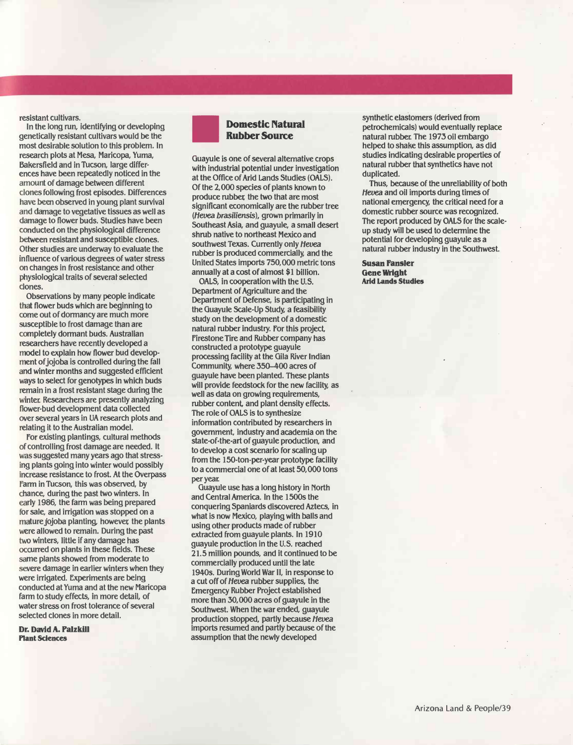resistant cultivars.

In the long run, identifying or developing genetically resistant cultivars would be the most desirable solution to this problem. In research plots at Mesa, Maricopa, Yuma, Bakersfield and in Tucson, large differences have been repeatedly noticed in the amount of damage between different clones following frost episodes. Differences have been observed in young plant survival and damage to vegetative tissues as well as damage to flower buds. Studies have been conducted on the physiological difference between resistant and susceptible clones. Other studies are underway to evaluate the influence of various degrees of water stress on changes in frost resistance and other physiological traits of several selected clones.

Observations by many people indicate that flower buds which are beginning to come out of dormancy are much more susceptible to frost damage than are completely dormant buds. Australian researchers have recently developed a model to explain how flower bud development of jojoba is controlled during the fall and winter months and suggested efficient ways to select for genotypes in which buds remain in a frost resistant stage during the winter. Researchers are presently analyzing flower-bud development data collected over several years in UA research plots and relating it to the Australian model.

For existing plantings, cultural methods of controlling frost damage are needed. It was suggested many years ago that stressing plants going into winter would possibly increase resistance to frost. At the Overpass Farm in Tucson, this was observed, by chance, during the past two winters. In early 1986, the farm was being prepared for sale, and irrigation was stopped on a mature jojoba planting, however, the plants were allowed to remain. During the past two winters, little if any damage has occurred on plants in these fields. These same plants showed from moderate to severe damage in earlier winters when they were irrigated. Experiments are being conducted at Yuma and at the new Maricopa farm to study effects, in more detail, of water stress on frost tolerance of several selected clones in more detail.

**Dr. David A. Palzkill**
**Plant Sciences**

## Domestic Natural Rubber Source

Guayule is one of several alternative crops with industrial potential under investigation at the Office of Arid Lands Studies (OALS). Of the 2,000 species of plants known to produce rubber, the two that are most significant economically are the rubber tree (*Hevea brasiliensis*), grown primarily in Southeast Asia, and guayule, a small desert shrub native to northeast Mexico and southwest Texas. Currently only *Hevea* rubber is produced commercially, and the United States imports 750,000 metric tons annually at a cost of almost $1 billion.

OALS, in cooperation with the U.S. Department of Agriculture and the Department of Defense, is participating in the Guayule Scale-Up Study, a feasibility study on the development of a domestic natural rubber industry. For this project, Firestone Tire and Rubber company has constructed a prototype guayule processing facility at the Gila River Indian Community, where 350–400 acres of guayule have been planted. These plants will provide feedstock for the new facility, as well as data on growing requirements, rubber content, and plant density effects. The role of OALS is to synthesize information contributed by researchers in government, industry and academia on the state-of-the-art of guayule production, and to develop a cost scenario for scaling up from the 150-ton-per-year prototype facility to a commercial one of at least 50,000 tons per year.

Guayule use has a long history in North and Central America. In the 1500s the conquering Spaniards discovered Aztecs, in what is now Mexico, playing with balls and using other products made of rubber extracted from guayule plants. In 1910 guayule production in the U.S. reached 21.5 million pounds, and it continued to be commercially produced until the late 1940s. During World War II, in response to a cut off of *Hevea* rubber supplies, the Emergency Rubber Project established more than 30,000 acres of guayule in the Southwest. When the war ended, guayule production stopped, partly because *Hevea* imports resumed and partly because of the assumption that the newly developed synthetic elastomers (derived from petrochemicals) would eventually replace natural rubber. The 1973 oil embargo helped to shake this assumption, as did studies indicating desirable properties of natural rubber that synthetics have not duplicated.

Thus, because of the unreliability of both *Hevea* and oil imports during times of national emergency, the critical need for a domestic rubber source was recognized. The report produced by OALS for the scale-up study will be used to determine the potential for developing guayule as a natural rubber industry in the Southwest.

**Susan Fansler**
**Gene Wright**
**Arid Lands Studies**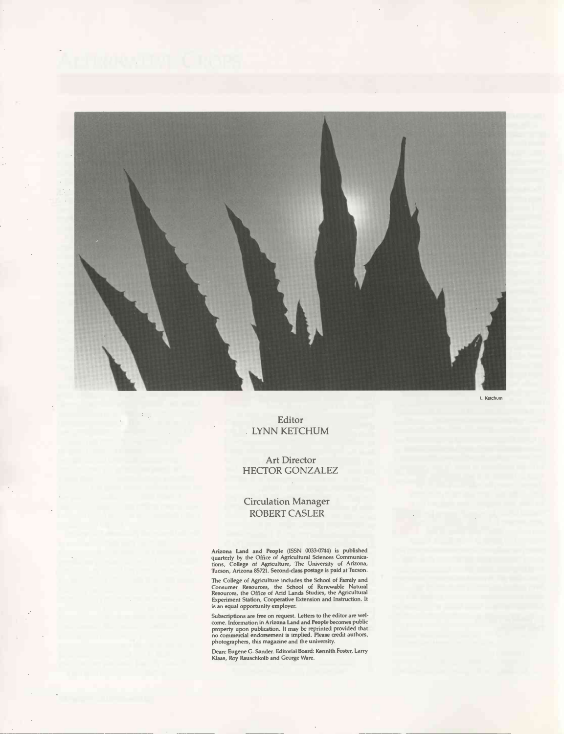L. Ketchum

Editor
LYNN KETCHUM

Art Director
HECTOR GONZALEZ

Circulation Manager
ROBERT CASLER

**Arizona Land and People** (ISSN 0033-0744) is published quarterly by the Office of Agricultural Sciences Communications, College of Agriculture, The University of Arizona, Tucson, Arizona 85721. Second-class postage is paid at Tucson.

The College of Agriculture includes the School of Family and Consumer Resources, the School of Renewable Natural Resources, the Office of Arid Lands Studies, the Agricultural Experiment Station, Cooperative Extension and Instruction. It is an equal opportunity employer.

Subscriptions are free on request. Letters to the editor are welcome. Information in **Arizona Land and People** becomes public property upon publication. It may be reprinted provided that no commercial endorsement is implied. Please credit authors, photographers, this magazine and the university.

Dean: Eugene G. Sander. Editorial Board: Kennith Foster, Larry Klaas, Roy Rauschkolb and George Ware.